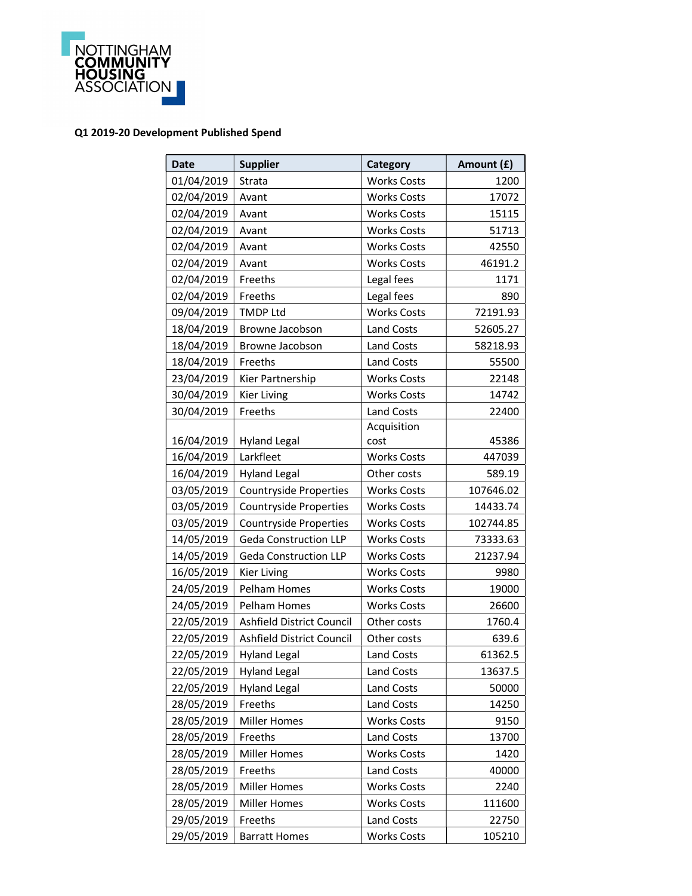NOTTINGHAM COMMUNITY HOUSING ASSOCIATION

**Q1 2019-20 Development Published Spend**

| Date | Supplier | Category | Amount (£) |
|---|---|---|---|
| 01/04/2019 | Strata | Works Costs | 1200 |
| 02/04/2019 | Avant | Works Costs | 17072 |
| 02/04/2019 | Avant | Works Costs | 15115 |
| 02/04/2019 | Avant | Works Costs | 51713 |
| 02/04/2019 | Avant | Works Costs | 42550 |
| 02/04/2019 | Avant | Works Costs | 46191.2 |
| 02/04/2019 | Freeths | Legal fees | 1171 |
| 02/04/2019 | Freeths | Legal fees | 890 |
| 09/04/2019 | TMDP Ltd | Works Costs | 72191.93 |
| 18/04/2019 | Browne Jacobson | Land Costs | 52605.27 |
| 18/04/2019 | Browne Jacobson | Land Costs | 58218.93 |
| 18/04/2019 | Freeths | Land Costs | 55500 |
| 23/04/2019 | Kier Partnership | Works Costs | 22148 |
| 30/04/2019 | Kier Living | Works Costs | 14742 |
| 30/04/2019 | Freeths | Land Costs | 22400 |
| 16/04/2019 | Hyland Legal | Acquisition cost | 45386 |
| 16/04/2019 | Larkfleet | Works Costs | 447039 |
| 16/04/2019 | Hyland Legal | Other costs | 589.19 |
| 03/05/2019 | Countryside Properties | Works Costs | 107646.02 |
| 03/05/2019 | Countryside Properties | Works Costs | 14433.74 |
| 03/05/2019 | Countryside Properties | Works Costs | 102744.85 |
| 14/05/2019 | Geda Construction LLP | Works Costs | 73333.63 |
| 14/05/2019 | Geda Construction LLP | Works Costs | 21237.94 |
| 16/05/2019 | Kier Living | Works Costs | 9980 |
| 24/05/2019 | Pelham Homes | Works Costs | 19000 |
| 24/05/2019 | Pelham Homes | Works Costs | 26600 |
| 22/05/2019 | Ashfield District Council | Other costs | 1760.4 |
| 22/05/2019 | Ashfield District Council | Other costs | 639.6 |
| 22/05/2019 | Hyland Legal | Land Costs | 61362.5 |
| 22/05/2019 | Hyland Legal | Land Costs | 13637.5 |
| 22/05/2019 | Hyland Legal | Land Costs | 50000 |
| 28/05/2019 | Freeths | Land Costs | 14250 |
| 28/05/2019 | Miller Homes | Works Costs | 9150 |
| 28/05/2019 | Freeths | Land Costs | 13700 |
| 28/05/2019 | Miller Homes | Works Costs | 1420 |
| 28/05/2019 | Freeths | Land Costs | 40000 |
| 28/05/2019 | Miller Homes | Works Costs | 2240 |
| 28/05/2019 | Miller Homes | Works Costs | 111600 |
| 29/05/2019 | Freeths | Land Costs | 22750 |
| 29/05/2019 | Barratt Homes | Works Costs | 105210 |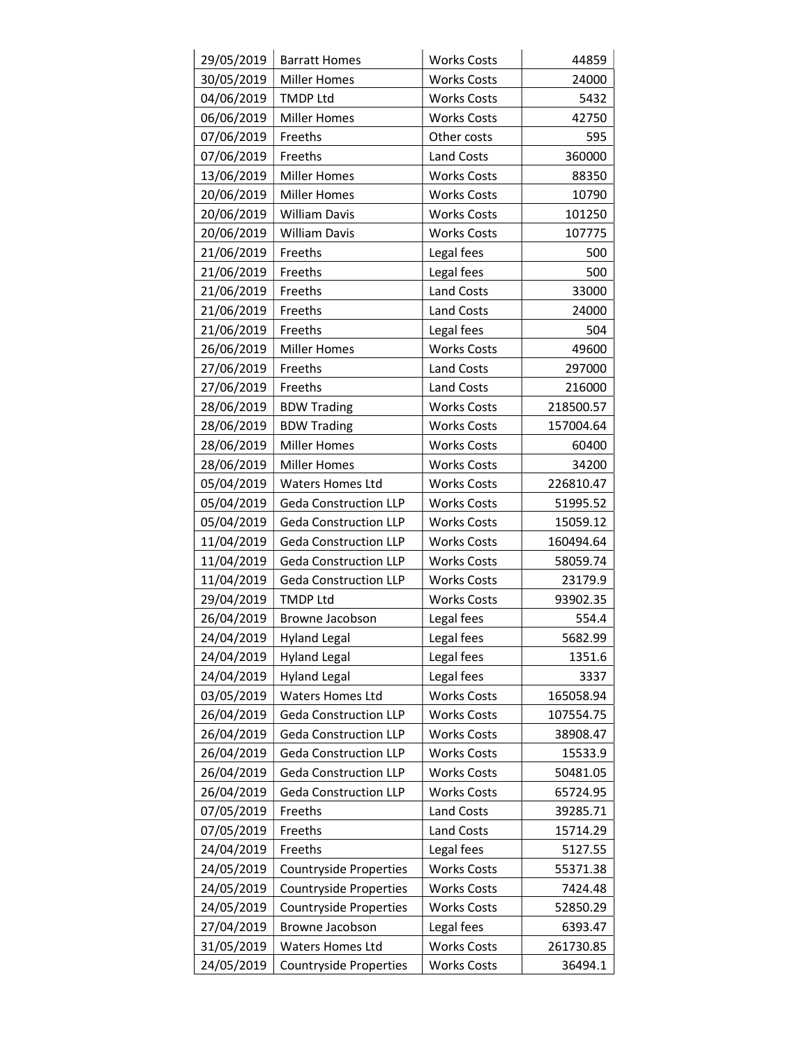| | | | |
|---|---|---|---|
| 29/05/2019 | Barratt Homes | Works Costs | 44859 |
| 30/05/2019 | Miller Homes | Works Costs | 24000 |
| 04/06/2019 | TMDP Ltd | Works Costs | 5432 |
| 06/06/2019 | Miller Homes | Works Costs | 42750 |
| 07/06/2019 | Freeths | Other costs | 595 |
| 07/06/2019 | Freeths | Land Costs | 360000 |
| 13/06/2019 | Miller Homes | Works Costs | 88350 |
| 20/06/2019 | Miller Homes | Works Costs | 10790 |
| 20/06/2019 | William Davis | Works Costs | 101250 |
| 20/06/2019 | William Davis | Works Costs | 107775 |
| 21/06/2019 | Freeths | Legal fees | 500 |
| 21/06/2019 | Freeths | Legal fees | 500 |
| 21/06/2019 | Freeths | Land Costs | 33000 |
| 21/06/2019 | Freeths | Land Costs | 24000 |
| 21/06/2019 | Freeths | Legal fees | 504 |
| 26/06/2019 | Miller Homes | Works Costs | 49600 |
| 27/06/2019 | Freeths | Land Costs | 297000 |
| 27/06/2019 | Freeths | Land Costs | 216000 |
| 28/06/2019 | BDW Trading | Works Costs | 218500.57 |
| 28/06/2019 | BDW Trading | Works Costs | 157004.64 |
| 28/06/2019 | Miller Homes | Works Costs | 60400 |
| 28/06/2019 | Miller Homes | Works Costs | 34200 |
| 05/04/2019 | Waters Homes Ltd | Works Costs | 226810.47 |
| 05/04/2019 | Geda Construction LLP | Works Costs | 51995.52 |
| 05/04/2019 | Geda Construction LLP | Works Costs | 15059.12 |
| 11/04/2019 | Geda Construction LLP | Works Costs | 160494.64 |
| 11/04/2019 | Geda Construction LLP | Works Costs | 58059.74 |
| 11/04/2019 | Geda Construction LLP | Works Costs | 23179.9 |
| 29/04/2019 | TMDP Ltd | Works Costs | 93902.35 |
| 26/04/2019 | Browne Jacobson | Legal fees | 554.4 |
| 24/04/2019 | Hyland Legal | Legal fees | 5682.99 |
| 24/04/2019 | Hyland Legal | Legal fees | 1351.6 |
| 24/04/2019 | Hyland Legal | Legal fees | 3337 |
| 03/05/2019 | Waters Homes Ltd | Works Costs | 165058.94 |
| 26/04/2019 | Geda Construction LLP | Works Costs | 107554.75 |
| 26/04/2019 | Geda Construction LLP | Works Costs | 38908.47 |
| 26/04/2019 | Geda Construction LLP | Works Costs | 15533.9 |
| 26/04/2019 | Geda Construction LLP | Works Costs | 50481.05 |
| 26/04/2019 | Geda Construction LLP | Works Costs | 65724.95 |
| 07/05/2019 | Freeths | Land Costs | 39285.71 |
| 07/05/2019 | Freeths | Land Costs | 15714.29 |
| 24/04/2019 | Freeths | Legal fees | 5127.55 |
| 24/05/2019 | Countryside Properties | Works Costs | 55371.38 |
| 24/05/2019 | Countryside Properties | Works Costs | 7424.48 |
| 24/05/2019 | Countryside Properties | Works Costs | 52850.29 |
| 27/04/2019 | Browne Jacobson | Legal fees | 6393.47 |
| 31/05/2019 | Waters Homes Ltd | Works Costs | 261730.85 |
| 24/05/2019 | Countryside Properties | Works Costs | 36494.1 |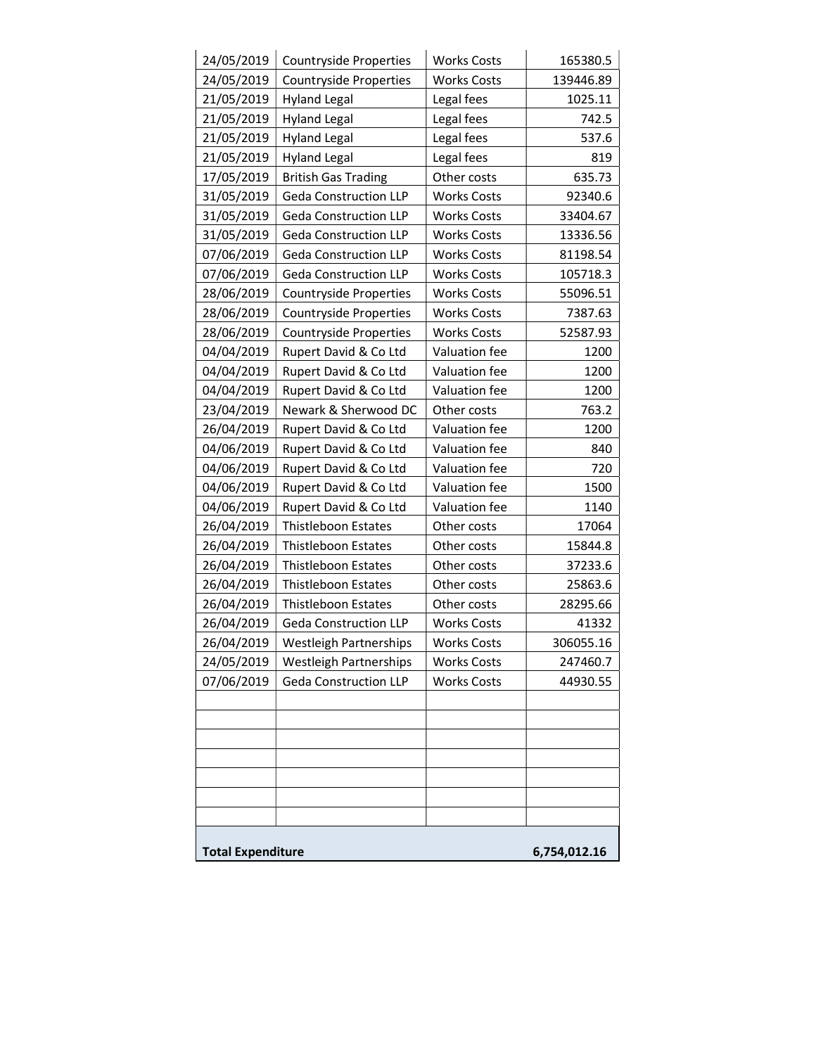| | | | |
|---|---|---|---|
| 24/05/2019 | Countryside Properties | Works Costs | 165380.5 |
| 24/05/2019 | Countryside Properties | Works Costs | 139446.89 |
| 21/05/2019 | Hyland Legal | Legal fees | 1025.11 |
| 21/05/2019 | Hyland Legal | Legal fees | 742.5 |
| 21/05/2019 | Hyland Legal | Legal fees | 537.6 |
| 21/05/2019 | Hyland Legal | Legal fees | 819 |
| 17/05/2019 | British Gas Trading | Other costs | 635.73 |
| 31/05/2019 | Geda Construction LLP | Works Costs | 92340.6 |
| 31/05/2019 | Geda Construction LLP | Works Costs | 33404.67 |
| 31/05/2019 | Geda Construction LLP | Works Costs | 13336.56 |
| 07/06/2019 | Geda Construction LLP | Works Costs | 81198.54 |
| 07/06/2019 | Geda Construction LLP | Works Costs | 105718.3 |
| 28/06/2019 | Countryside Properties | Works Costs | 55096.51 |
| 28/06/2019 | Countryside Properties | Works Costs | 7387.63 |
| 28/06/2019 | Countryside Properties | Works Costs | 52587.93 |
| 04/04/2019 | Rupert David & Co Ltd | Valuation fee | 1200 |
| 04/04/2019 | Rupert David & Co Ltd | Valuation fee | 1200 |
| 04/04/2019 | Rupert David & Co Ltd | Valuation fee | 1200 |
| 23/04/2019 | Newark & Sherwood DC | Other costs | 763.2 |
| 26/04/2019 | Rupert David & Co Ltd | Valuation fee | 1200 |
| 04/06/2019 | Rupert David & Co Ltd | Valuation fee | 840 |
| 04/06/2019 | Rupert David & Co Ltd | Valuation fee | 720 |
| 04/06/2019 | Rupert David & Co Ltd | Valuation fee | 1500 |
| 04/06/2019 | Rupert David & Co Ltd | Valuation fee | 1140 |
| 26/04/2019 | Thistleboon Estates | Other costs | 17064 |
| 26/04/2019 | Thistleboon Estates | Other costs | 15844.8 |
| 26/04/2019 | Thistleboon Estates | Other costs | 37233.6 |
| 26/04/2019 | Thistleboon Estates | Other costs | 25863.6 |
| 26/04/2019 | Thistleboon Estates | Other costs | 28295.66 |
| 26/04/2019 | Geda Construction LLP | Works Costs | 41332 |
| 26/04/2019 | Westleigh Partnerships | Works Costs | 306055.16 |
| 24/05/2019 | Westleigh Partnerships | Works Costs | 247460.7 |
| 07/06/2019 | Geda Construction LLP | Works Costs | 44930.55 |
| | | | |
| | | | |
| | | | |
| | | | |
| | | | |
| | | | |
| | | | |
| **Total Expenditure** | | | **6,754,012.16** |